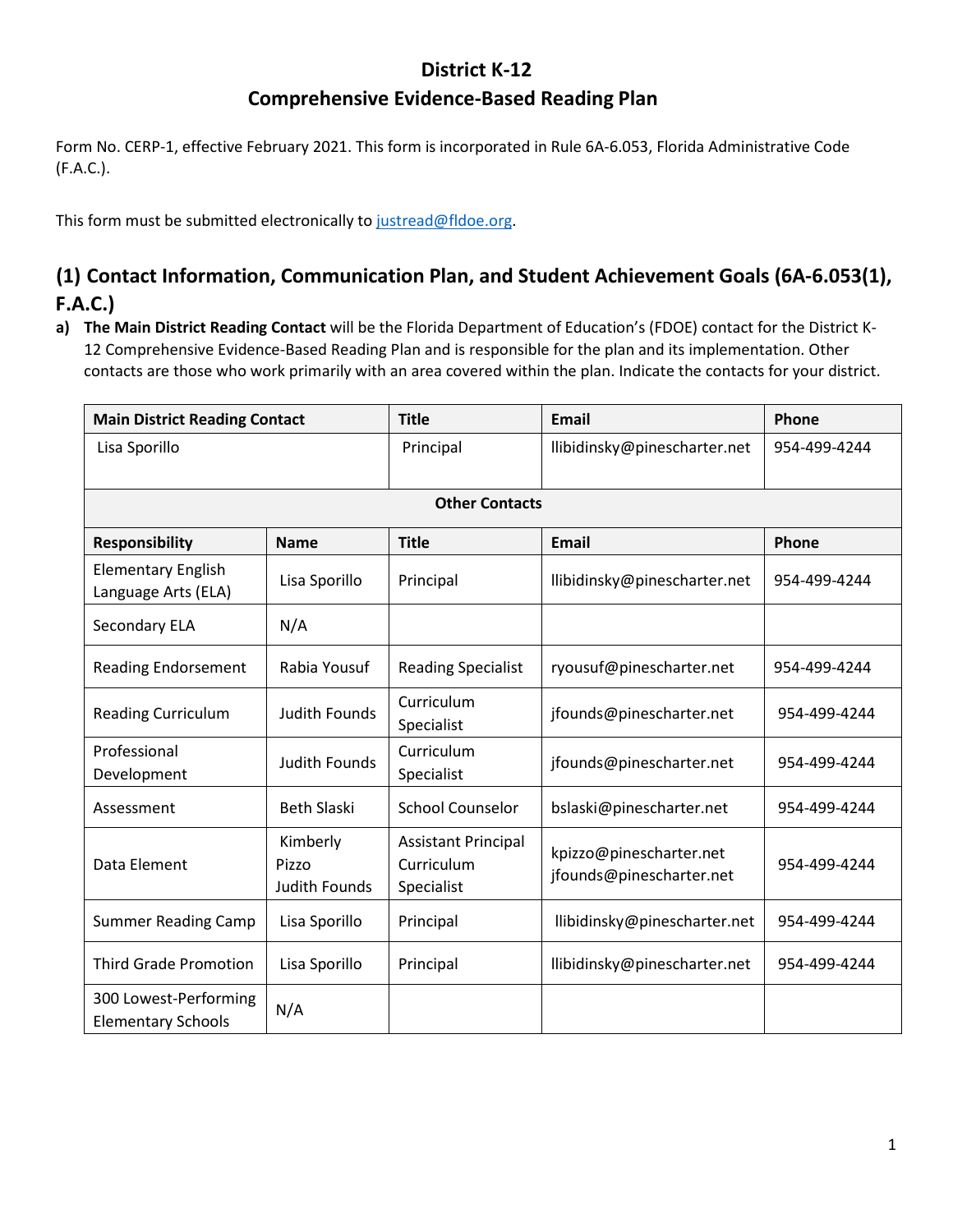# District K-12
## Comprehensive Evidence-Based Reading Plan

Form No. CERP-1, effective February 2021. This form is incorporated in Rule 6A-6.053, Florida Administrative Code (F.A.C.).

This form must be submitted electronically to justread@fldoe.org.

## (1) Contact Information, Communication Plan, and Student Achievement Goals (6A-6.053(1), F.A.C.)

a) **The Main District Reading Contact** will be the Florida Department of Education's (FDOE) contact for the District K-12 Comprehensive Evidence-Based Reading Plan and is responsible for the plan and its implementation. Other contacts are those who work primarily with an area covered within the plan. Indicate the contacts for your district.

| Main District Reading Contact | | Title | Email | Phone |
|---|---|---|---|---|
| Lisa Sporillo | | Principal | llibidinsky@pinescharter.net | 954-499-4244 |
| **Other Contacts** | | | | |
| **Responsibility** | **Name** | **Title** | **Email** | **Phone** |
| Elementary English Language Arts (ELA) | Lisa Sporillo | Principal | llibidinsky@pinescharter.net | 954-499-4244 |
| Secondary ELA | N/A | | | |
| Reading Endorsement | Rabia Yousuf | Reading Specialist | ryousuf@pinescharter.net | 954-499-4244 |
| Reading Curriculum | Judith Founds | Curriculum Specialist | jfounds@pinescharter.net | 954-499-4244 |
| Professional Development | Judith Founds | Curriculum Specialist | jfounds@pinescharter.net | 954-499-4244 |
| Assessment | Beth Slaski | School Counselor | bslaski@pinescharter.net | 954-499-4244 |
| Data Element | Kimberly Pizzo<br>Judith Founds | Assistant Principal<br>Curriculum Specialist | kpizzo@pinescharter.net<br>jfounds@pinescharter.net | 954-499-4244 |
| Summer Reading Camp | Lisa Sporillo | Principal | llibidinsky@pinescharter.net | 954-499-4244 |
| Third Grade Promotion | Lisa Sporillo | Principal | llibidinsky@pinescharter.net | 954-499-4244 |
| 300 Lowest-Performing Elementary Schools | N/A | | | |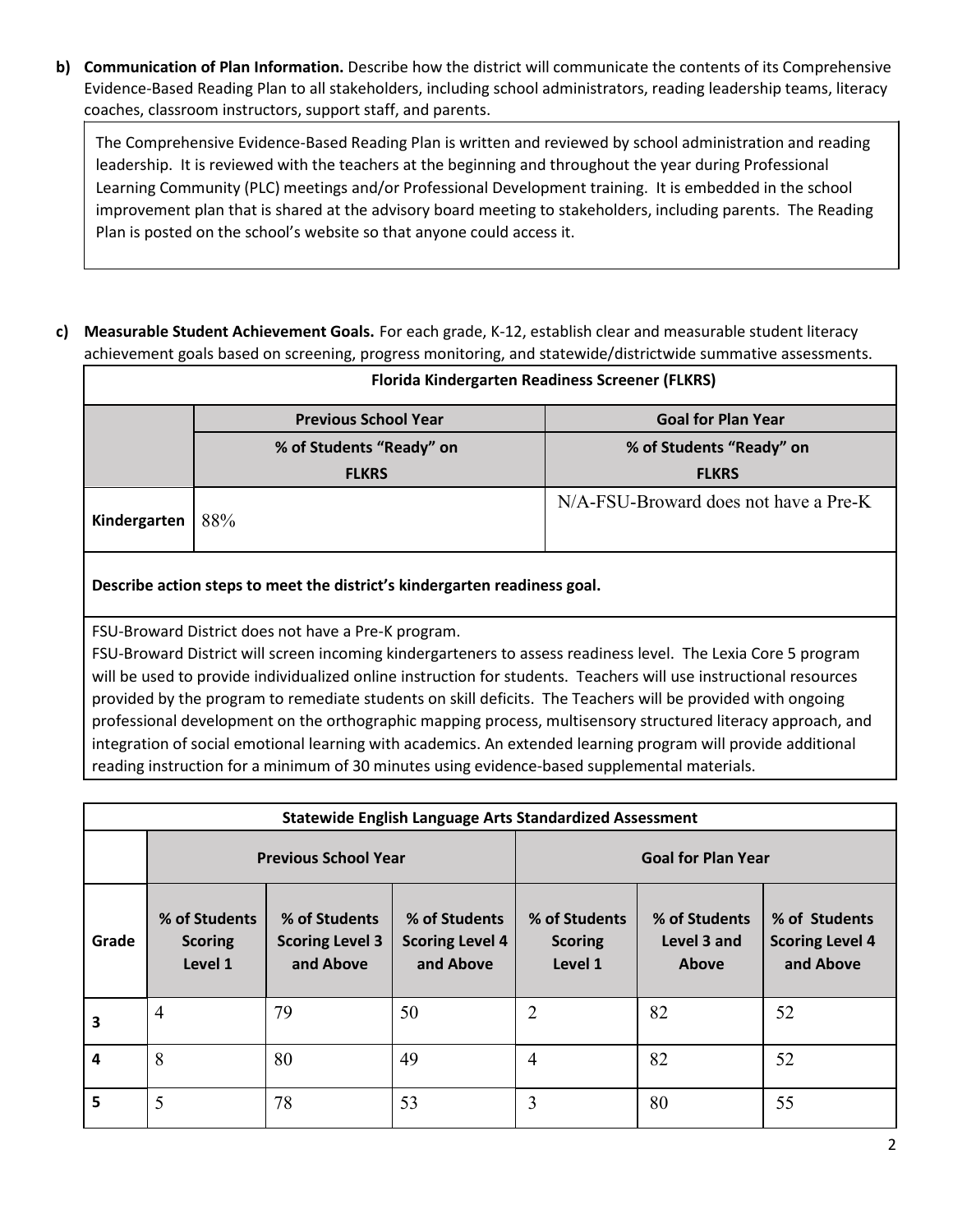**b) Communication of Plan Information.** Describe how the district will communicate the contents of its Comprehensive Evidence-Based Reading Plan to all stakeholders, including school administrators, reading leadership teams, literacy coaches, classroom instructors, support staff, and parents.

The Comprehensive Evidence-Based Reading Plan is written and reviewed by school administration and reading leadership. It is reviewed with the teachers at the beginning and throughout the year during Professional Learning Community (PLC) meetings and/or Professional Development training. It is embedded in the school improvement plan that is shared at the advisory board meeting to stakeholders, including parents. The Reading Plan is posted on the school's website so that anyone could access it.

**c) Measurable Student Achievement Goals.** For each grade, K-12, establish clear and measurable student literacy achievement goals based on screening, progress monitoring, and statewide/districtwide summative assessments.

| Florida Kindergarten Readiness Screener (FLKRS) | | |
|---|---|---|
| | **Previous School Year** | **Goal for Plan Year** |
| | **% of Students "Ready" on FLKRS** | **% of Students "Ready" on FLKRS** |
| **Kindergarten** | 88% | N/A-FSU-Broward does not have a Pre-K |

**Describe action steps to meet the district's kindergarten readiness goal.**

FSU-Broward District does not have a Pre-K program.
FSU-Broward District will screen incoming kindergarteners to assess readiness level. The Lexia Core 5 program will be used to provide individualized online instruction for students. Teachers will use instructional resources provided by the program to remediate students on skill deficits. The Teachers will be provided with ongoing professional development on the orthographic mapping process, multisensory structured literacy approach, and integration of social emotional learning with academics. An extended learning program will provide additional reading instruction for a minimum of 30 minutes using evidence-based supplemental materials.

| Statewide English Language Arts Standardized Assessment | | | | | | |
|---|---|---|---|---|---|---|
| | **Previous School Year** | | | **Goal for Plan Year** | | |
| **Grade** | **% of Students Scoring Level 1** | **% of Students Scoring Level 3 and Above** | **% of Students Scoring Level 4 and Above** | **% of Students Scoring Level 1** | **% of Students Level 3 and Above** | **% of Students Scoring Level 4 and Above** |
| **3** | 4 | 79 | 50 | 2 | 82 | 52 |
| **4** | 8 | 80 | 49 | 4 | 82 | 52 |
| **5** | 5 | 78 | 53 | 3 | 80 | 55 |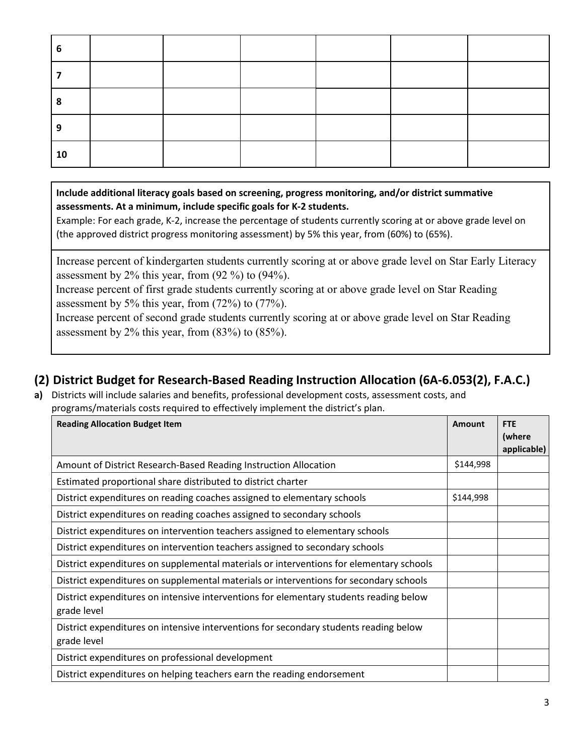| | | | | | | |
|---|---|---|---|---|---|---|
| 6 | | | | | | |
| 7 | | | | | | |
| 8 | | | | | | |
| 9 | | | | | | |
| 10 | | | | | | |

**Include additional literacy goals based on screening, progress monitoring, and/or district summative assessments. At a minimum, include specific goals for K-2 students.**

Example: For each grade, K-2, increase the percentage of students currently scoring at or above grade level on (the approved district progress monitoring assessment) by 5% this year, from (60%) to (65%).

Increase percent of kindergarten students currently scoring at or above grade level on Star Early Literacy assessment by 2% this year, from (92 %) to (94%).

Increase percent of first grade students currently scoring at or above grade level on Star Reading assessment by 5% this year, from (72%) to (77%).

Increase percent of second grade students currently scoring at or above grade level on Star Reading assessment by 2% this year, from (83%) to (85%).

## (2) District Budget for Research-Based Reading Instruction Allocation (6A-6.053(2), F.A.C.)

**a)** Districts will include salaries and benefits, professional development costs, assessment costs, and programs/materials costs required to effectively implement the district's plan.

| Reading Allocation Budget Item | Amount | FTE (where applicable) |
|---|---|---|
| Amount of District Research-Based Reading Instruction Allocation | $144,998 | |
| Estimated proportional share distributed to district charter | | |
| District expenditures on reading coaches assigned to elementary schools | $144,998 | |
| District expenditures on reading coaches assigned to secondary schools | | |
| District expenditures on intervention teachers assigned to elementary schools | | |
| District expenditures on intervention teachers assigned to secondary schools | | |
| District expenditures on supplemental materials or interventions for elementary schools | | |
| District expenditures on supplemental materials or interventions for secondary schools | | |
| District expenditures on intensive interventions for elementary students reading below grade level | | |
| District expenditures on intensive interventions for secondary students reading below grade level | | |
| District expenditures on professional development | | |
| District expenditures on helping teachers earn the reading endorsement | | |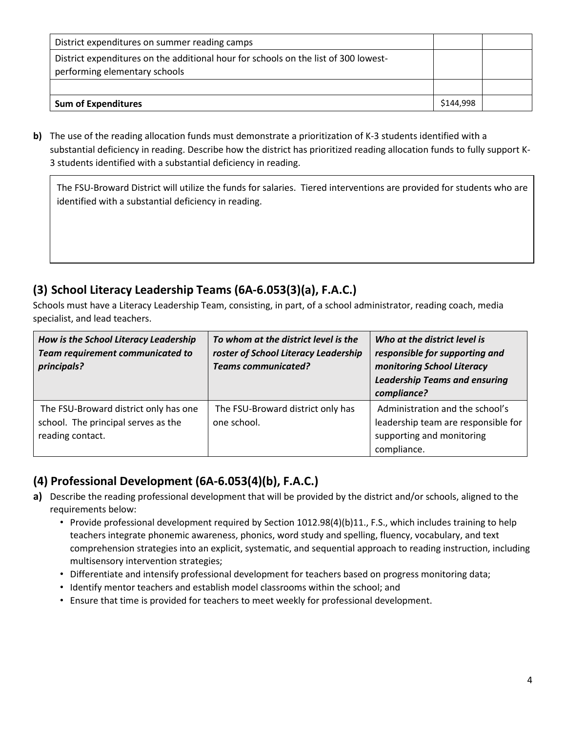| | | |
|---|---|---|
| District expenditures on summer reading camps | | |
| District expenditures on the additional hour for schools on the list of 300 lowest-performing elementary schools | | |
| | | |
| **Sum of Expenditures** | $144,998 | |

**b)** The use of the reading allocation funds must demonstrate a prioritization of K-3 students identified with a substantial deficiency in reading. Describe how the district has prioritized reading allocation funds to fully support K-3 students identified with a substantial deficiency in reading.

> The FSU-Broward District will utilize the funds for salaries. Tiered interventions are provided for students who are identified with a substantial deficiency in reading.

## (3) School Literacy Leadership Teams (6A-6.053(3)(a), F.A.C.)

Schools must have a Literacy Leadership Team, consisting, in part, of a school administrator, reading coach, media specialist, and lead teachers.

| ***How is the School Literacy Leadership Team requirement communicated to principals?*** | ***To whom at the district level is the roster of School Literacy Leadership Teams communicated?*** | ***Who at the district level is responsible for supporting and monitoring School Literacy Leadership Teams and ensuring compliance?*** |
|---|---|---|
| The FSU-Broward district only has one school. The principal serves as the reading contact. | The FSU-Broward district only has one school. | Administration and the school's leadership team are responsible for supporting and monitoring compliance. |

## (4) Professional Development (6A-6.053(4)(b), F.A.C.)

**a)** Describe the reading professional development that will be provided by the district and/or schools, aligned to the requirements below:
- Provide professional development required by Section 1012.98(4)(b)11., F.S., which includes training to help teachers integrate phonemic awareness, phonics, word study and spelling, fluency, vocabulary, and text comprehension strategies into an explicit, systematic, and sequential approach to reading instruction, including multisensory intervention strategies;
- Differentiate and intensify professional development for teachers based on progress monitoring data;
- Identify mentor teachers and establish model classrooms within the school; and
- Ensure that time is provided for teachers to meet weekly for professional development.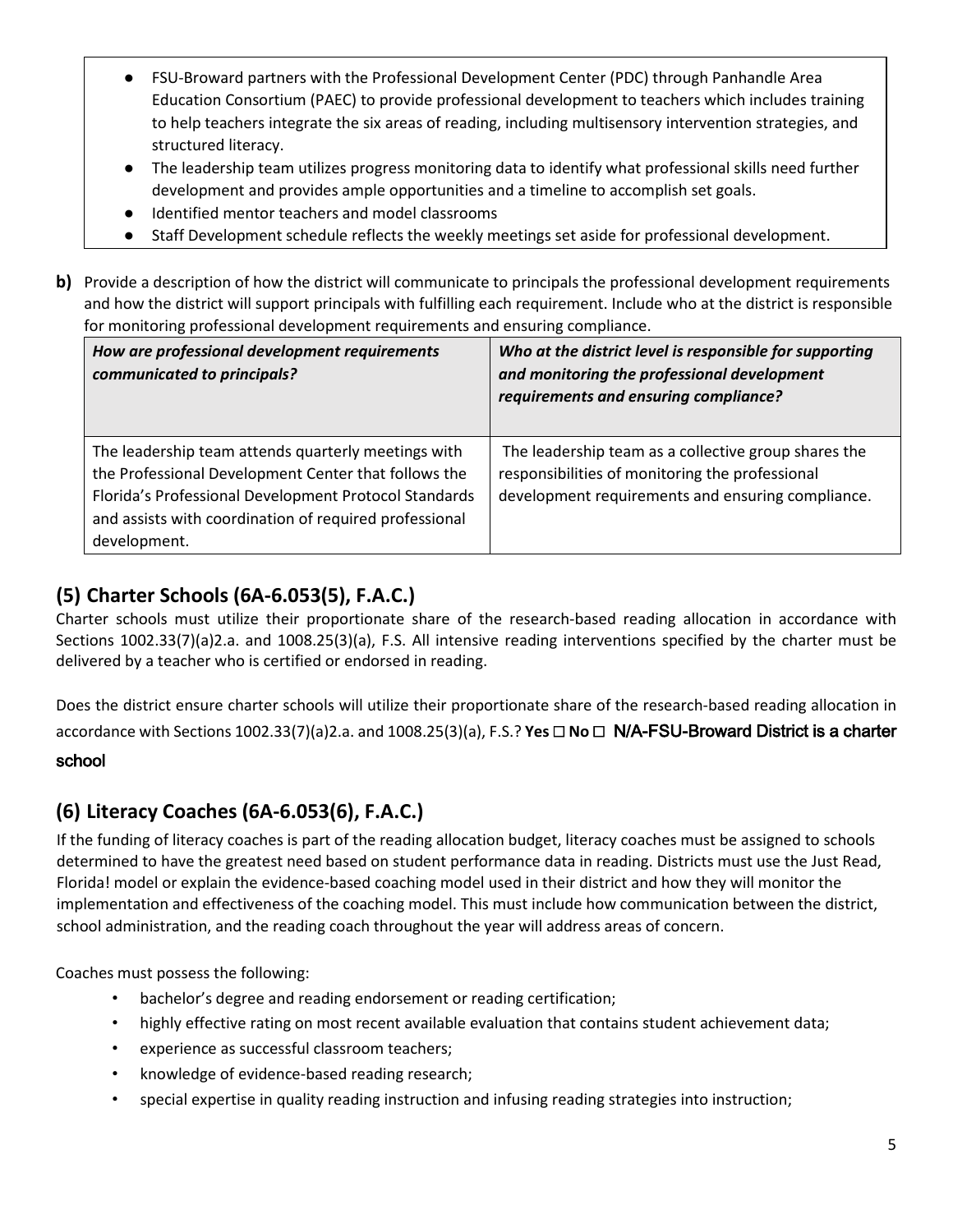- FSU-Broward partners with the Professional Development Center (PDC) through Panhandle Area Education Consortium (PAEC) to provide professional development to teachers which includes training to help teachers integrate the six areas of reading, including multisensory intervention strategies, and structured literacy.
- The leadership team utilizes progress monitoring data to identify what professional skills need further development and provides ample opportunities and a timeline to accomplish set goals.
- Identified mentor teachers and model classrooms
- Staff Development schedule reflects the weekly meetings set aside for professional development.

**b)** Provide a description of how the district will communicate to principals the professional development requirements and how the district will support principals with fulfilling each requirement. Include who at the district is responsible for monitoring professional development requirements and ensuring compliance.

| *How are professional development requirements communicated to principals?* | *Who at the district level is responsible for supporting and monitoring the professional development requirements and ensuring compliance?* |
|---|---|
| The leadership team attends quarterly meetings with the Professional Development Center that follows the Florida's Professional Development Protocol Standards and assists with coordination of required professional development. | The leadership team as a collective group shares the responsibilities of monitoring the professional development requirements and ensuring compliance. |

## (5) Charter Schools (6A-6.053(5), F.A.C.)

Charter schools must utilize their proportionate share of the research-based reading allocation in accordance with Sections 1002.33(7)(a)2.a. and 1008.25(3)(a), F.S. All intensive reading interventions specified by the charter must be delivered by a teacher who is certified or endorsed in reading.

Does the district ensure charter schools will utilize their proportionate share of the research-based reading allocation in accordance with Sections 1002.33(7)(a)2.a. and 1008.25(3)(a), F.S.? **Yes** ☐ **No** ☐ N/A-FSU-Broward District is a charter school

## (6) Literacy Coaches (6A-6.053(6), F.A.C.)

If the funding of literacy coaches is part of the reading allocation budget, literacy coaches must be assigned to schools determined to have the greatest need based on student performance data in reading. Districts must use the Just Read, Florida! model or explain the evidence-based coaching model used in their district and how they will monitor the implementation and effectiveness of the coaching model. This must include how communication between the district, school administration, and the reading coach throughout the year will address areas of concern.

Coaches must possess the following:

- bachelor's degree and reading endorsement or reading certification;
- highly effective rating on most recent available evaluation that contains student achievement data;
- experience as successful classroom teachers;
- knowledge of evidence-based reading research;
- special expertise in quality reading instruction and infusing reading strategies into instruction;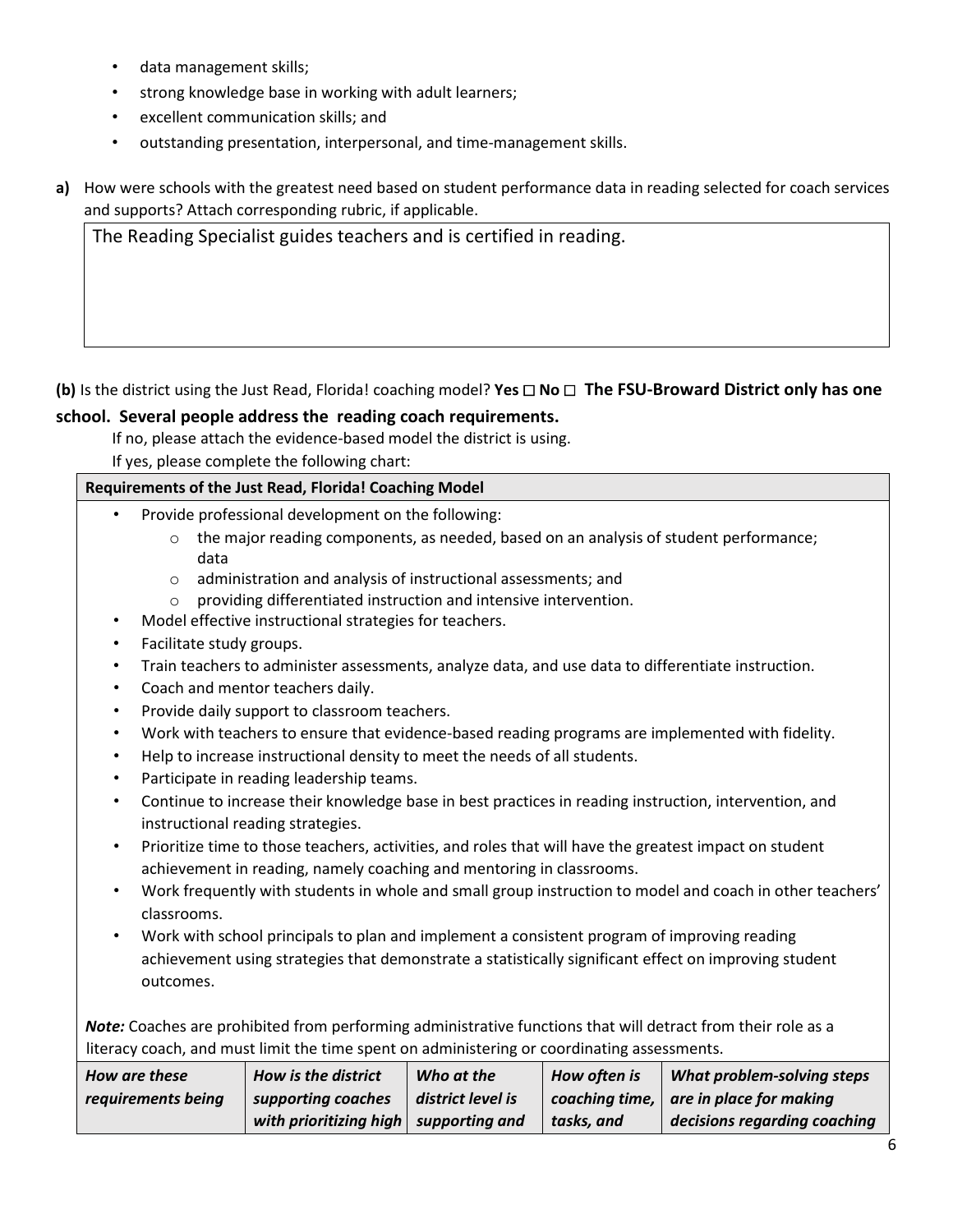- data management skills;
- strong knowledge base in working with adult learners;
- excellent communication skills; and
- outstanding presentation, interpersonal, and time-management skills.

**a)** How were schools with the greatest need based on student performance data in reading selected for coach services and supports? Attach corresponding rubric, if applicable.

| The Reading Specialist guides teachers and is certified in reading. |
|---|

**(b)** Is the district using the Just Read, Florida! coaching model? **Yes □ No □ The FSU-Broward District only has one school. Several people address the reading coach requirements.**

If no, please attach the evidence-based model the district is using.

If yes, please complete the following chart:

**Requirements of the Just Read, Florida! Coaching Model**

- Provide professional development on the following:
  - the major reading components, as needed, based on an analysis of student performance; data
  - administration and analysis of instructional assessments; and
  - providing differentiated instruction and intensive intervention.
- Model effective instructional strategies for teachers.
- Facilitate study groups.
- Train teachers to administer assessments, analyze data, and use data to differentiate instruction.
- Coach and mentor teachers daily.
- Provide daily support to classroom teachers.
- Work with teachers to ensure that evidence-based reading programs are implemented with fidelity.
- Help to increase instructional density to meet the needs of all students.
- Participate in reading leadership teams.
- Continue to increase their knowledge base in best practices in reading instruction, intervention, and instructional reading strategies.
- Prioritize time to those teachers, activities, and roles that will have the greatest impact on student achievement in reading, namely coaching and mentoring in classrooms.
- Work frequently with students in whole and small group instruction to model and coach in other teachers' classrooms.
- Work with school principals to plan and implement a consistent program of improving reading achievement using strategies that demonstrate a statistically significant effect on improving student outcomes.

***Note:*** Coaches are prohibited from performing administrative functions that will detract from their role as a literacy coach, and must limit the time spent on administering or coordinating assessments.

| *How are these requirements being* | *How is the district supporting coaches with prioritizing high* | *Who at the district level is supporting and* | *How often is coaching time, tasks, and* | *What problem-solving steps are in place for making decisions regarding coaching* |
|---|---|---|---|---|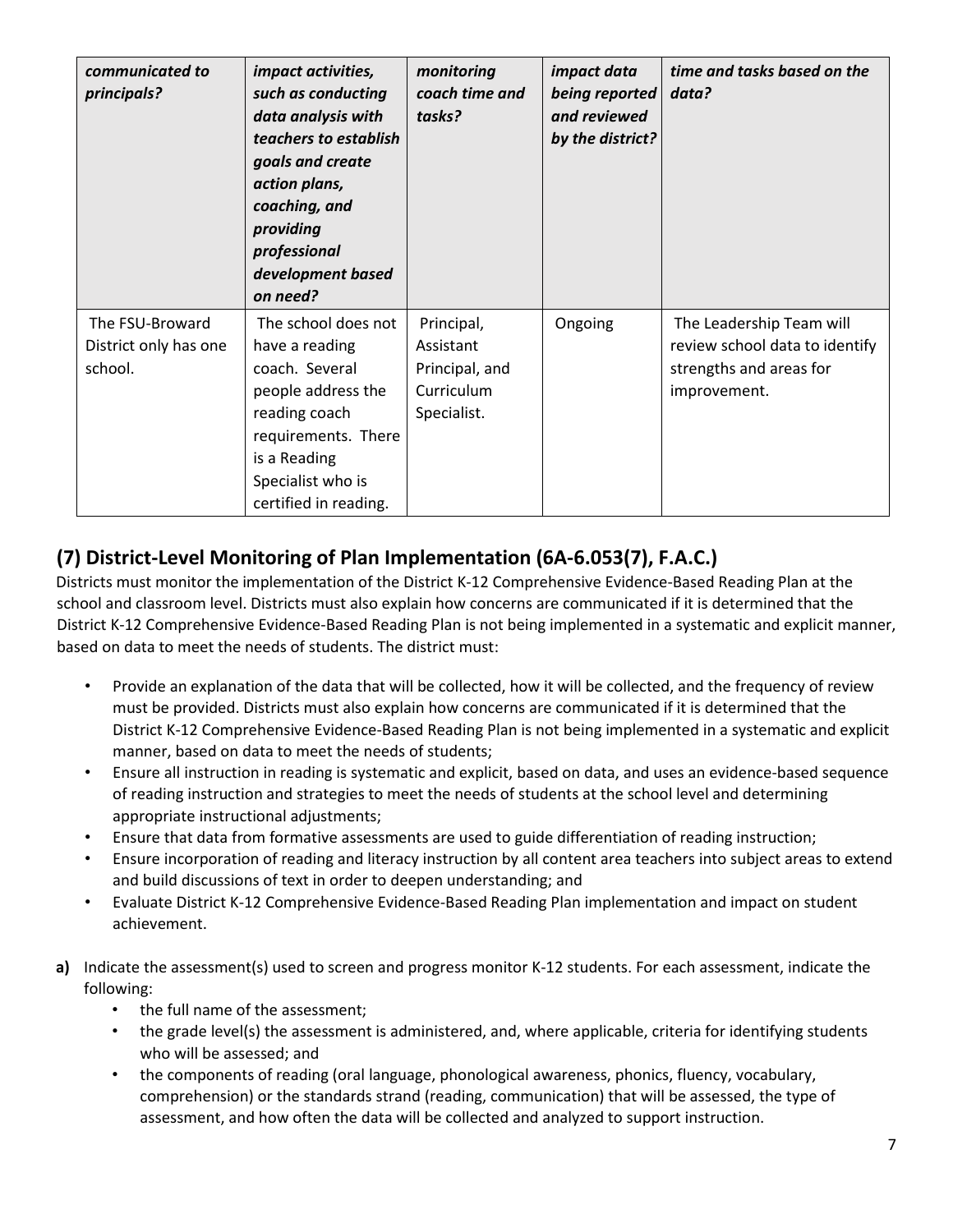| *communicated to principals?* | *impact activities, such as conducting data analysis with teachers to establish goals and create action plans, coaching, and providing professional development based on need?* | *monitoring coach time and tasks?* | *impact data being reported and reviewed by the district?* | *time and tasks based on the data?* |
|---|---|---|---|---|
| The FSU-Broward District only has one school. | The school does not have a reading coach. Several people address the reading coach requirements. There is a Reading Specialist who is certified in reading. | Principal, Assistant Principal, and Curriculum Specialist. | Ongoing | The Leadership Team will review school data to identify strengths and areas for improvement. |

## (7) District-Level Monitoring of Plan Implementation (6A-6.053(7), F.A.C.)

Districts must monitor the implementation of the District K-12 Comprehensive Evidence-Based Reading Plan at the school and classroom level. Districts must also explain how concerns are communicated if it is determined that the District K-12 Comprehensive Evidence-Based Reading Plan is not being implemented in a systematic and explicit manner, based on data to meet the needs of students. The district must:

- Provide an explanation of the data that will be collected, how it will be collected, and the frequency of review must be provided. Districts must also explain how concerns are communicated if it is determined that the District K-12 Comprehensive Evidence-Based Reading Plan is not being implemented in a systematic and explicit manner, based on data to meet the needs of students;
- Ensure all instruction in reading is systematic and explicit, based on data, and uses an evidence-based sequence of reading instruction and strategies to meet the needs of students at the school level and determining appropriate instructional adjustments;
- Ensure that data from formative assessments are used to guide differentiation of reading instruction;
- Ensure incorporation of reading and literacy instruction by all content area teachers into subject areas to extend and build discussions of text in order to deepen understanding; and
- Evaluate District K-12 Comprehensive Evidence-Based Reading Plan implementation and impact on student achievement.

**a)** Indicate the assessment(s) used to screen and progress monitor K-12 students. For each assessment, indicate the following:
- the full name of the assessment;
- the grade level(s) the assessment is administered, and, where applicable, criteria for identifying students who will be assessed; and
- the components of reading (oral language, phonological awareness, phonics, fluency, vocabulary, comprehension) or the standards strand (reading, communication) that will be assessed, the type of assessment, and how often the data will be collected and analyzed to support instruction.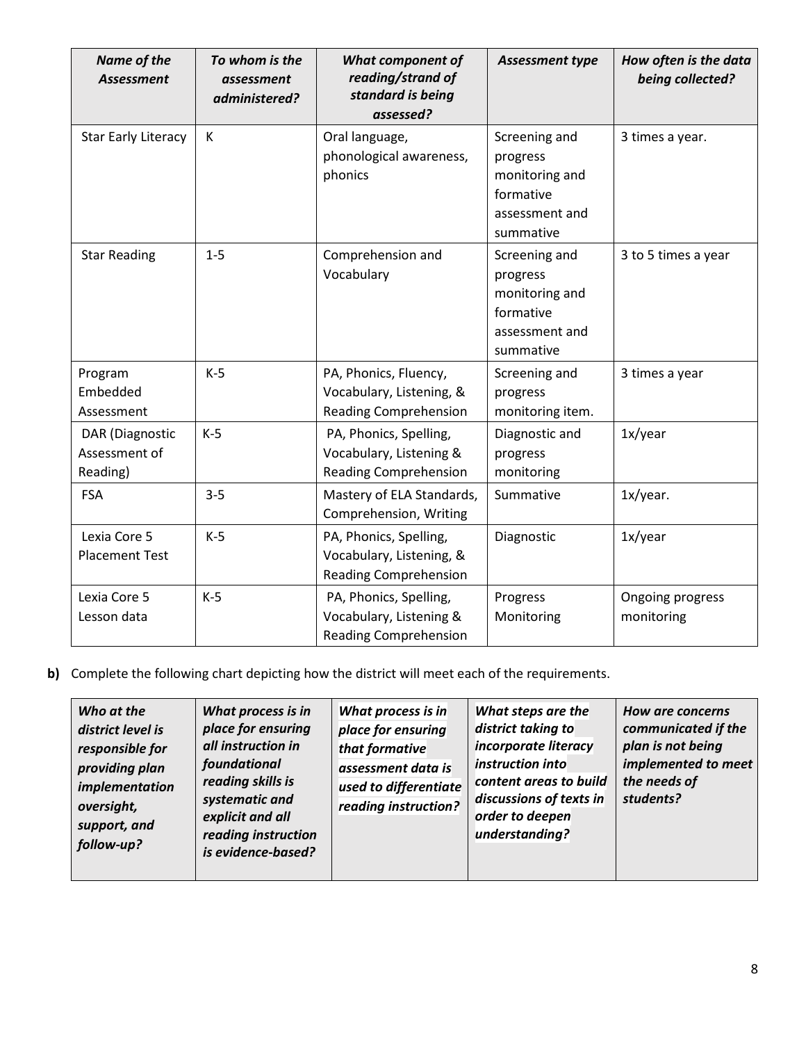| *Name of the Assessment* | *To whom is the assessment administered?* | *What component of reading/strand of standard is being assessed?* | *Assessment type* | *How often is the data being collected?* |
|---|---|---|---|---|
| Star Early Literacy | K | Oral language, phonological awareness, phonics | Screening and progress monitoring and formative assessment and summative | 3 times a year. |
| Star Reading | 1-5 | Comprehension and Vocabulary | Screening and progress monitoring and formative assessment and summative | 3 to 5 times a year |
| Program Embedded Assessment | K-5 | PA, Phonics, Fluency, Vocabulary, Listening, & Reading Comprehension | Screening and progress monitoring item. | 3 times a year |
| DAR (Diagnostic Assessment of Reading) | K-5 | PA, Phonics, Spelling, Vocabulary, Listening & Reading Comprehension | Diagnostic and progress monitoring | 1x/year |
| FSA | 3-5 | Mastery of ELA Standards, Comprehension, Writing | Summative | 1x/year. |
| Lexia Core 5 Placement Test | K-5 | PA, Phonics, Spelling, Vocabulary, Listening, & Reading Comprehension | Diagnostic | 1x/year |
| Lexia Core 5 Lesson data | K-5 | PA, Phonics, Spelling, Vocabulary, Listening & Reading Comprehension | Progress Monitoring | Ongoing progress monitoring |

**b)** Complete the following chart depicting how the district will meet each of the requirements.

| *Who at the district level is responsible for providing plan implementation oversight, support, and follow-up?* | *What process is in place for ensuring all instruction in foundational reading skills is systematic and explicit and all reading instruction is evidence-based?* | *What process is in place for ensuring that formative assessment data is used to differentiate reading instruction?* | *What steps are the district taking to incorporate literacy instruction into content areas to build discussions of texts in order to deepen understanding?* | *How are concerns communicated if the plan is not being implemented to meet the needs of students?* |
|---|---|---|---|---|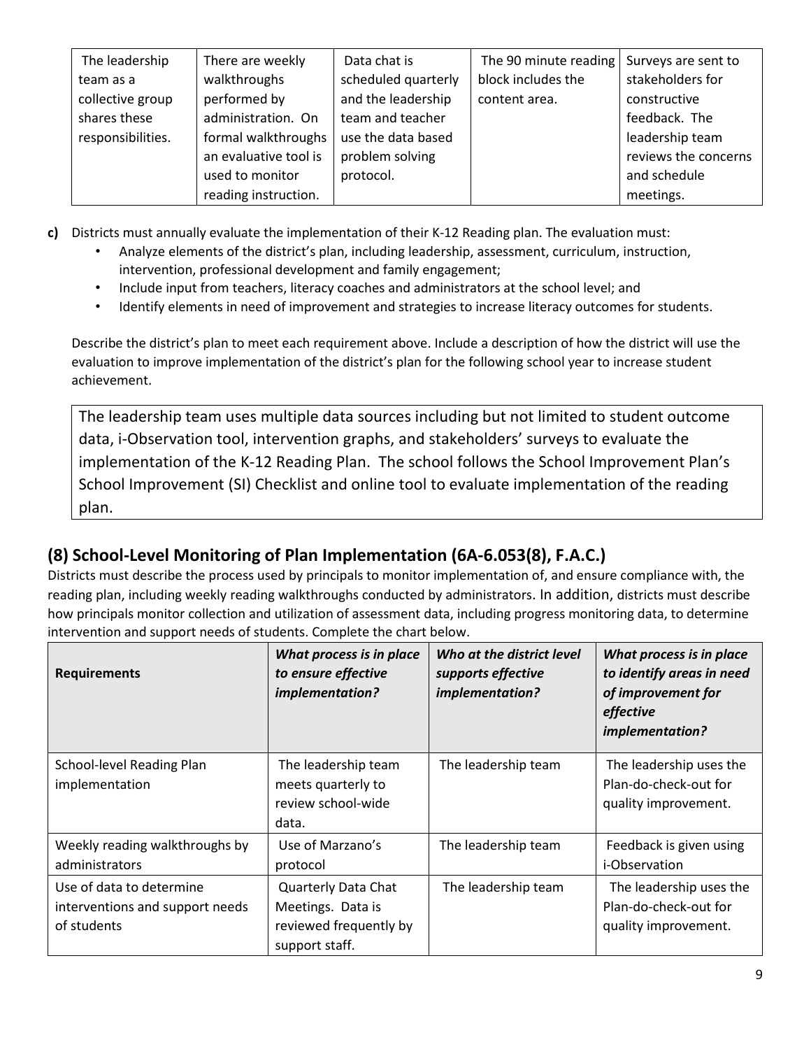| The leadership team as a collective group shares these responsibilities. | There are weekly walkthroughs performed by administration. On formal walkthroughs an evaluative tool is used to monitor reading instruction. | Data chat is scheduled quarterly and the leadership team and teacher use the data based problem solving protocol. | The 90 minute reading block includes the content area. | Surveys are sent to stakeholders for constructive feedback. The leadership team reviews the concerns and schedule meetings. |
|---|---|---|---|---|

**c)** Districts must annually evaluate the implementation of their K-12 Reading plan. The evaluation must:

- Analyze elements of the district's plan, including leadership, assessment, curriculum, instruction, intervention, professional development and family engagement;
- Include input from teachers, literacy coaches and administrators at the school level; and
- Identify elements in need of improvement and strategies to increase literacy outcomes for students.

Describe the district's plan to meet each requirement above. Include a description of how the district will use the evaluation to improve implementation of the district's plan for the following school year to increase student achievement.

The leadership team uses multiple data sources including but not limited to student outcome data, i-Observation tool, intervention graphs, and stakeholders' surveys to evaluate the implementation of the K-12 Reading Plan. The school follows the School Improvement Plan's School Improvement (SI) Checklist and online tool to evaluate implementation of the reading plan.

## (8) School-Level Monitoring of Plan Implementation (6A-6.053(8), F.A.C.)

Districts must describe the process used by principals to monitor implementation of, and ensure compliance with, the reading plan, including weekly reading walkthroughs conducted by administrators. In addition, districts must describe how principals monitor collection and utilization of assessment data, including progress monitoring data, to determine intervention and support needs of students. Complete the chart below.

| Requirements | *What process is in place to ensure effective implementation?* | *Who at the district level supports effective implementation?* | *What process is in place to identify areas in need of improvement for effective implementation?* |
|---|---|---|---|
| School-level Reading Plan implementation | The leadership team meets quarterly to review school-wide data. | The leadership team | The leadership uses the Plan-do-check-out for quality improvement. |
| Weekly reading walkthroughs by administrators | Use of Marzano's protocol | The leadership team | Feedback is given using i-Observation |
| Use of data to determine interventions and support needs of students | Quarterly Data Chat Meetings. Data is reviewed frequently by support staff. | The leadership team | The leadership uses the Plan-do-check-out for quality improvement. |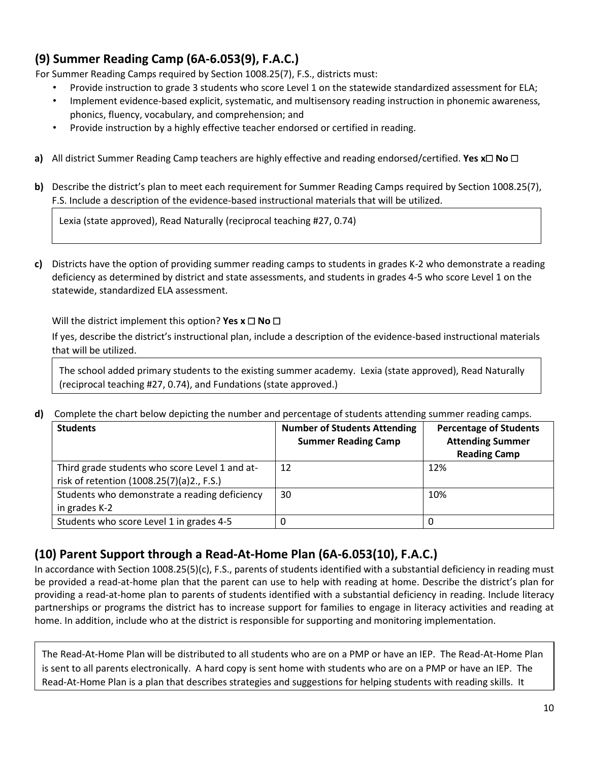## (9) Summer Reading Camp (6A-6.053(9), F.A.C.)

For Summer Reading Camps required by Section 1008.25(7), F.S., districts must:

- Provide instruction to grade 3 students who score Level 1 on the statewide standardized assessment for ELA;
- Implement evidence-based explicit, systematic, and multisensory reading instruction in phonemic awareness, phonics, fluency, vocabulary, and comprehension; and
- Provide instruction by a highly effective teacher endorsed or certified in reading.

**a)** All district Summer Reading Camp teachers are highly effective and reading endorsed/certified. **Yes x☐ No ☐**

**b)** Describe the district's plan to meet each requirement for Summer Reading Camps required by Section 1008.25(7), F.S. Include a description of the evidence-based instructional materials that will be utilized.

> Lexia (state approved), Read Naturally (reciprocal teaching #27, 0.74)

**c)** Districts have the option of providing summer reading camps to students in grades K-2 who demonstrate a reading deficiency as determined by district and state assessments, and students in grades 4-5 who score Level 1 on the statewide, standardized ELA assessment.

Will the district implement this option? **Yes x ☐ No ☐**

If yes, describe the district's instructional plan, include a description of the evidence-based instructional materials that will be utilized.

> The school added primary students to the existing summer academy. Lexia (state approved), Read Naturally (reciprocal teaching #27, 0.74), and Fundations (state approved.)

**d)** Complete the chart below depicting the number and percentage of students attending summer reading camps.

| Students | Number of Students Attending Summer Reading Camp | Percentage of Students Attending Summer Reading Camp |
|---|---|---|
| Third grade students who score Level 1 and at-risk of retention (1008.25(7)(a)2., F.S.) | 12 | 12% |
| Students who demonstrate a reading deficiency in grades K-2 | 30 | 10% |
| Students who score Level 1 in grades 4-5 | 0 | 0 |

## (10) Parent Support through a Read-At-Home Plan (6A-6.053(10), F.A.C.)

In accordance with Section 1008.25(5)(c), F.S., parents of students identified with a substantial deficiency in reading must be provided a read-at-home plan that the parent can use to help with reading at home. Describe the district's plan for providing a read-at-home plan to parents of students identified with a substantial deficiency in reading. Include literacy partnerships or programs the district has to increase support for families to engage in literacy activities and reading at home. In addition, include who at the district is responsible for supporting and monitoring implementation.

> The Read-At-Home Plan will be distributed to all students who are on a PMP or have an IEP. The Read-At-Home Plan is sent to all parents electronically. A hard copy is sent home with students who are on a PMP or have an IEP. The Read-At-Home Plan is a plan that describes strategies and suggestions for helping students with reading skills. It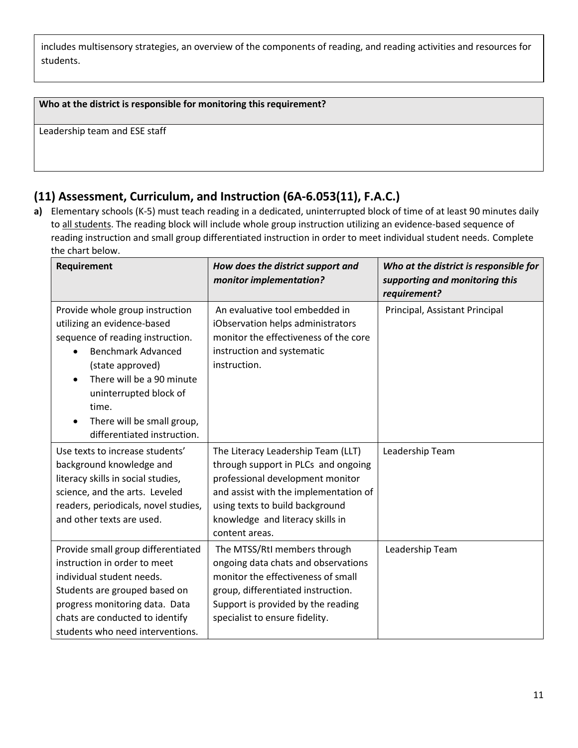includes multisensory strategies, an overview of the components of reading, and reading activities and resources for students.

| **Who at the district is responsible for monitoring this requirement?** |
| --- |
| Leadership team and ESE staff |

## (11) Assessment, Curriculum, and Instruction (6A-6.053(11), F.A.C.)

**a)** Elementary schools (K-5) must teach reading in a dedicated, uninterrupted block of time of at least 90 minutes daily to all students. The reading block will include whole group instruction utilizing an evidence-based sequence of reading instruction and small group differentiated instruction in order to meet individual student needs. Complete the chart below.

| **Requirement** | ***How does the district support and monitor implementation?*** | ***Who at the district is responsible for supporting and monitoring this requirement?*** |
| --- | --- | --- |
| Provide whole group instruction utilizing an evidence-based sequence of reading instruction.<br>• Benchmark Advanced (state approved)<br>• There will be a 90 minute uninterrupted block of time.<br>• There will be small group, differentiated instruction. | An evaluative tool embedded in iObservation helps administrators monitor the effectiveness of the core instruction and systematic instruction. | Principal, Assistant Principal |
| Use texts to increase students' background knowledge and literacy skills in social studies, science, and the arts. Leveled readers, periodicals, novel studies, and other texts are used. | The Literacy Leadership Team (LLT) through support in PLCs and ongoing professional development monitor and assist with the implementation of using texts to build background knowledge and literacy skills in content areas. | Leadership Team |
| Provide small group differentiated instruction in order to meet individual student needs. Students are grouped based on progress monitoring data. Data chats are conducted to identify students who need interventions. | The MTSS/RtI members through ongoing data chats and observations monitor the effectiveness of small group, differentiated instruction. Support is provided by the reading specialist to ensure fidelity. | Leadership Team |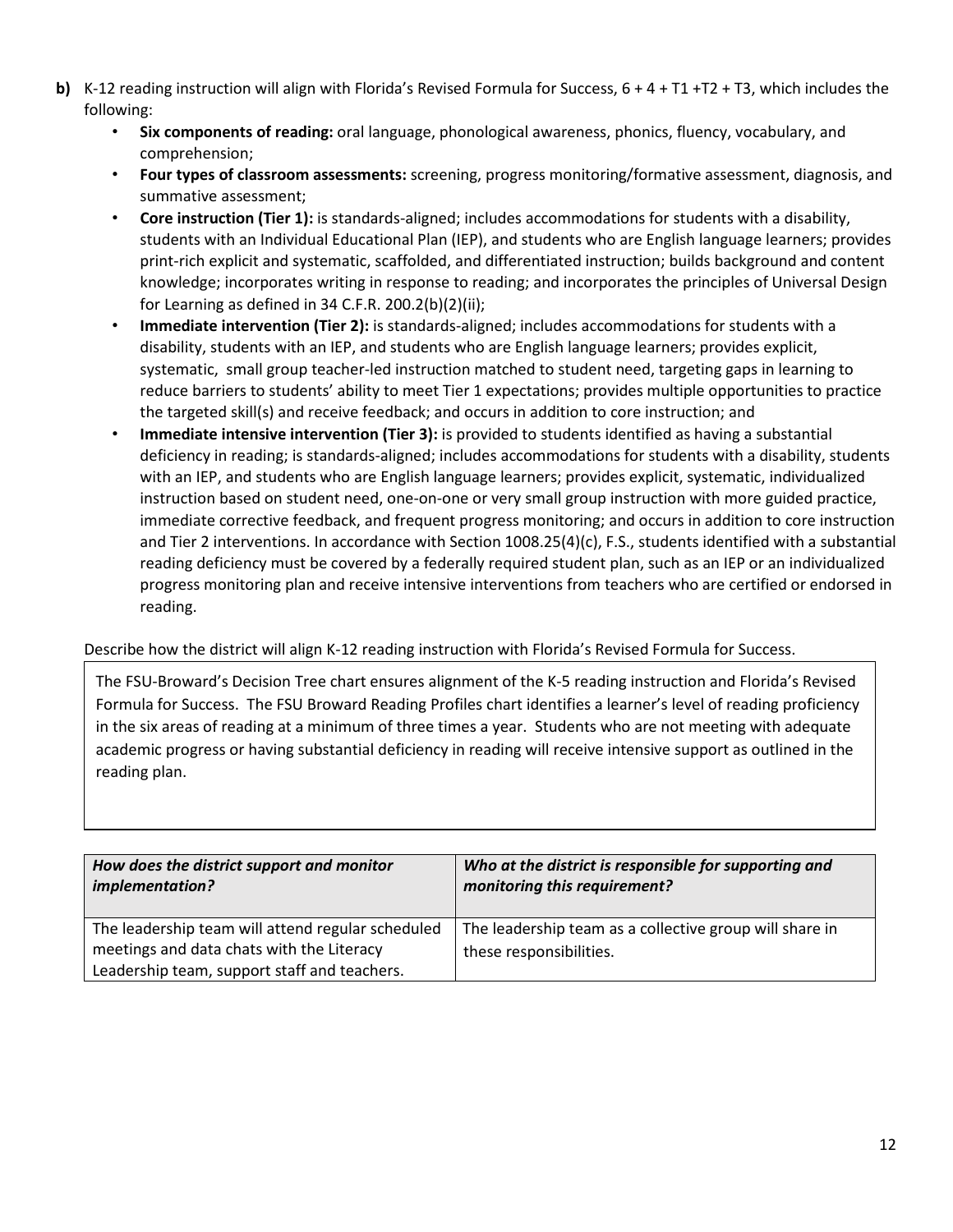**b)** K-12 reading instruction will align with Florida's Revised Formula for Success, 6 + 4 + T1 +T2 + T3, which includes the following:

- **Six components of reading:** oral language, phonological awareness, phonics, fluency, vocabulary, and comprehension;
- **Four types of classroom assessments:** screening, progress monitoring/formative assessment, diagnosis, and summative assessment;
- **Core instruction (Tier 1):** is standards-aligned; includes accommodations for students with a disability, students with an Individual Educational Plan (IEP), and students who are English language learners; provides print-rich explicit and systematic, scaffolded, and differentiated instruction; builds background and content knowledge; incorporates writing in response to reading; and incorporates the principles of Universal Design for Learning as defined in 34 C.F.R. 200.2(b)(2)(ii);
- **Immediate intervention (Tier 2):** is standards-aligned; includes accommodations for students with a disability, students with an IEP, and students who are English language learners; provides explicit, systematic, small group teacher-led instruction matched to student need, targeting gaps in learning to reduce barriers to students' ability to meet Tier 1 expectations; provides multiple opportunities to practice the targeted skill(s) and receive feedback; and occurs in addition to core instruction; and
- **Immediate intensive intervention (Tier 3):** is provided to students identified as having a substantial deficiency in reading; is standards-aligned; includes accommodations for students with a disability, students with an IEP, and students who are English language learners; provides explicit, systematic, individualized instruction based on student need, one-on-one or very small group instruction with more guided practice, immediate corrective feedback, and frequent progress monitoring; and occurs in addition to core instruction and Tier 2 interventions. In accordance with Section 1008.25(4)(c), F.S., students identified with a substantial reading deficiency must be covered by a federally required student plan, such as an IEP or an individualized progress monitoring plan and receive intensive interventions from teachers who are certified or endorsed in reading.

Describe how the district will align K-12 reading instruction with Florida's Revised Formula for Success.

> The FSU-Broward's Decision Tree chart ensures alignment of the K-5 reading instruction and Florida's Revised Formula for Success. The FSU Broward Reading Profiles chart identifies a learner's level of reading proficiency in the six areas of reading at a minimum of three times a year. Students who are not meeting with adequate academic progress or having substantial deficiency in reading will receive intensive support as outlined in the reading plan.

| ***How does the district support and monitor implementation?*** | ***Who at the district is responsible for supporting and monitoring this requirement?*** |
|---|---|
| The leadership team will attend regular scheduled meetings and data chats with the Literacy Leadership team, support staff and teachers. | The leadership team as a collective group will share in these responsibilities. |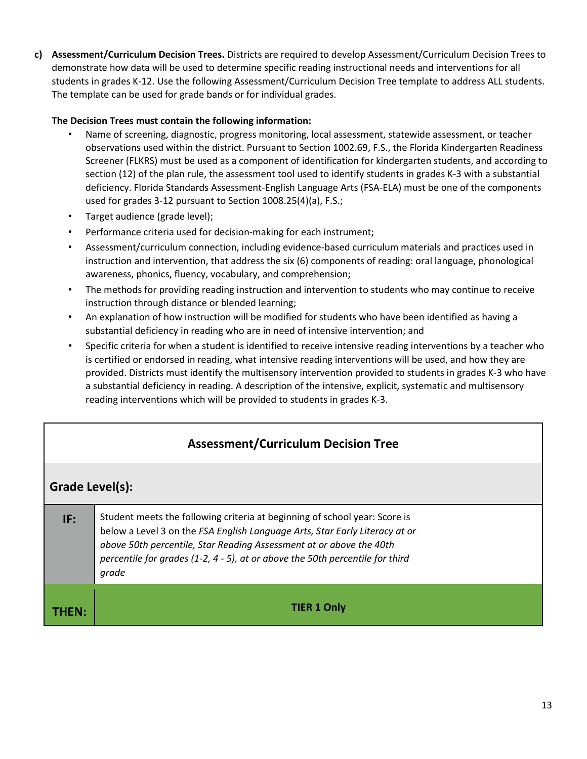c) **Assessment/Curriculum Decision Trees.** Districts are required to develop Assessment/Curriculum Decision Trees to demonstrate how data will be used to determine specific reading instructional needs and interventions for all students in grades K-12. Use the following Assessment/Curriculum Decision Tree template to address ALL students. The template can be used for grade bands or for individual grades.

**The Decision Trees must contain the following information:**

- Name of screening, diagnostic, progress monitoring, local assessment, statewide assessment, or teacher observations used within the district. Pursuant to Section 1002.69, F.S., the Florida Kindergarten Readiness Screener (FLKRS) must be used as a component of identification for kindergarten students, and according to section (12) of the plan rule, the assessment tool used to identify students in grades K-3 with a substantial deficiency. Florida Standards Assessment-English Language Arts (FSA-ELA) must be one of the components used for grades 3-12 pursuant to Section 1008.25(4)(a), F.S.;
- Target audience (grade level);
- Performance criteria used for decision-making for each instrument;
- Assessment/curriculum connection, including evidence-based curriculum materials and practices used in instruction and intervention, that address the six (6) components of reading: oral language, phonological awareness, phonics, fluency, vocabulary, and comprehension;
- The methods for providing reading instruction and intervention to students who may continue to receive instruction through distance or blended learning;
- An explanation of how instruction will be modified for students who have been identified as having a substantial deficiency in reading who are in need of intensive intervention; and
- Specific criteria for when a student is identified to receive intensive reading interventions by a teacher who is certified or endorsed in reading, what intensive reading interventions will be used, and how they are provided. Districts must identify the multisensory intervention provided to students in grades K-3 who have a substantial deficiency in reading. A description of the intensive, explicit, systematic and multisensory reading interventions which will be provided to students in grades K-3.

| **Assessment/Curriculum Decision Tree** | |
|---|---|
| **Grade Level(s):** | |
| **IF:** | Student meets the following criteria at beginning of school year: Score is below a Level 3 on the *FSA English Language Arts, Star Early Literacy at or above 50th percentile, Star Reading Assessment at or above the 40th percentile for grades (1-2, 4 - 5), at or above the 50th percentile for third grade* |
| **THEN:** | **TIER 1 Only** |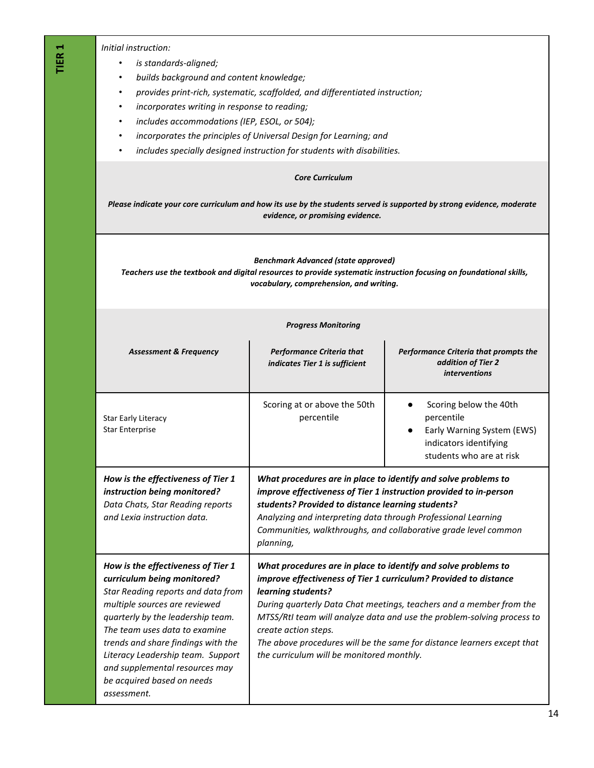**TIER 1**

*Initial instruction:*

- *is standards-aligned;*
- *builds background and content knowledge;*
- *provides print-rich, systematic, scaffolded, and differentiated instruction;*
- *incorporates writing in response to reading;*
- *includes accommodations (IEP, ESOL, or 504);*
- *incorporates the principles of Universal Design for Learning; and*
- *includes specially designed instruction for students with disabilities.*

***Core Curriculum***

***Please indicate your core curriculum and how its use by the students served is supported by strong evidence, moderate evidence, or promising evidence.***

***Benchmark Advanced (state approved)***
***Teachers use the textbook and digital resources to provide systematic instruction focusing on foundational skills, vocabulary, comprehension, and writing.***

***Progress Monitoring***

| *Assessment & Frequency* | *Performance Criteria that indicates Tier 1 is sufficient* | *Performance Criteria that prompts the addition of Tier 2 interventions* |
|---|---|---|
| Star Early Literacy<br>Star Enterprise | Scoring at or above the 50th percentile | • Scoring below the 40th percentile<br>• Early Warning System (EWS) indicators identifying students who are at risk |

| | |
|---|---|
| ***How is the effectiveness of Tier 1 instruction being monitored?***<br>*Data Chats, Star Reading reports and Lexia instruction data.* | ***What procedures are in place to identify and solve problems to improve effectiveness of Tier 1 instruction provided to in-person students? Provided to distance learning students?***<br>*Analyzing and interpreting data through Professional Learning Communities, walkthroughs, and collaborative grade level common planning,* |
| ***How is the effectiveness of Tier 1 curriculum being monitored?***<br>*Star Reading reports and data from multiple sources are reviewed quarterly by the leadership team. The team uses data to examine trends and share findings with the Literacy Leadership team. Support and supplemental resources may be acquired based on needs assessment.* | ***What procedures are in place to identify and solve problems to improve effectiveness of Tier 1 curriculum? Provided to distance learning students?***<br>*During quarterly Data Chat meetings, teachers and a member from the MTSS/RtI team will analyze data and use the problem-solving process to create action steps.*<br>*The above procedures will be the same for distance learners except that the curriculum will be monitored monthly.* |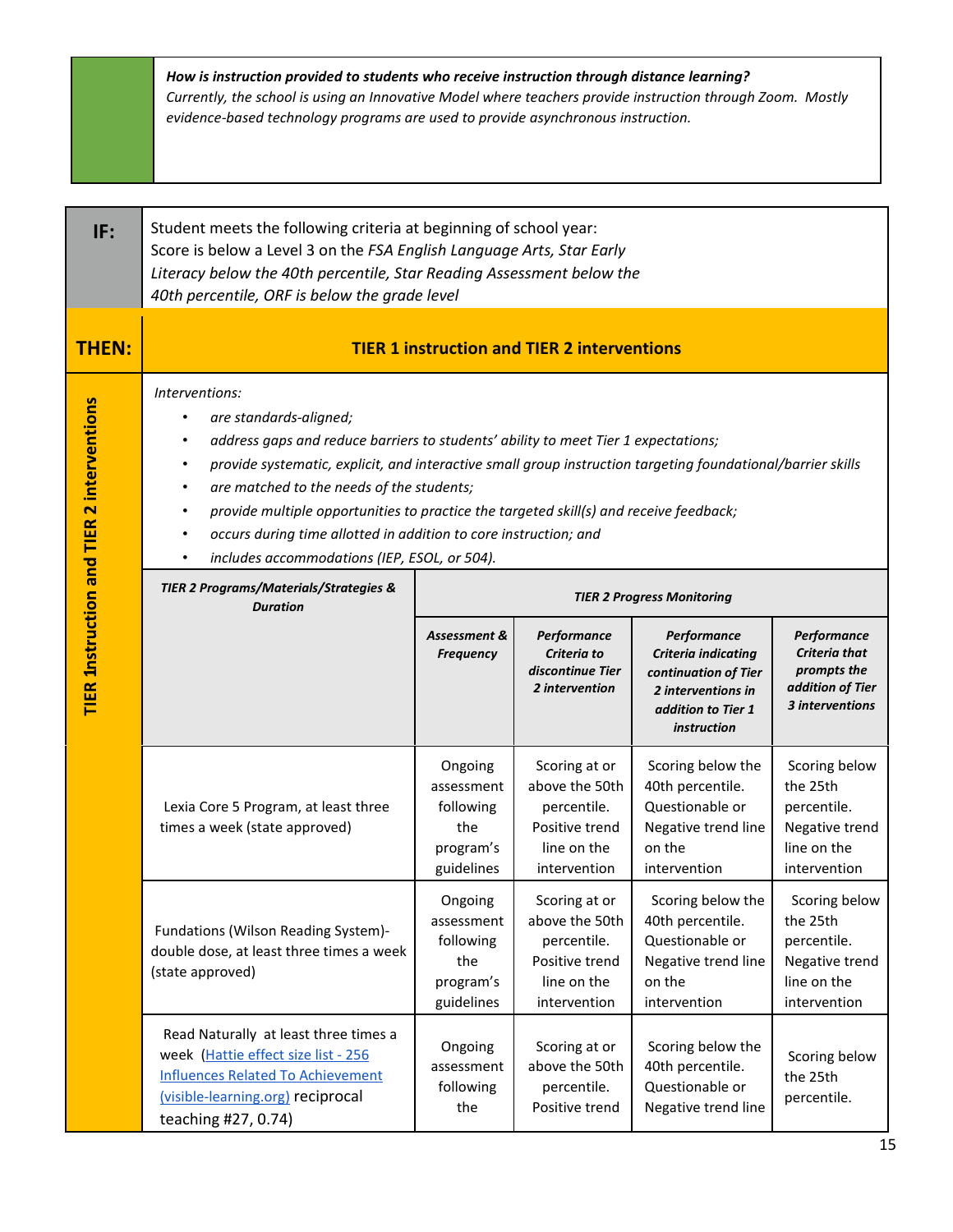***How is instruction provided to students who receive instruction through distance learning?***
*Currently, the school is using an Innovative Model where teachers provide instruction through Zoom. Mostly evidence-based technology programs are used to provide asynchronous instruction.*

**IF:** Student meets the following criteria at beginning of school year:
Score is below a Level 3 on the *FSA English Language Arts, Star Early Literacy below the 40th percentile, Star Reading Assessment below the 40th percentile, ORF is below the grade level*

**THEN:** **TIER 1 instruction and TIER 2 interventions**

**TIER 1nstruction and TIER 2 interventions**

*Interventions:*

- *are standards-aligned;*
- *address gaps and reduce barriers to students' ability to meet Tier 1 expectations;*
- *provide systematic, explicit, and interactive small group instruction targeting foundational/barrier skills*
- *are matched to the needs of the students;*
- *provide multiple opportunities to practice the targeted skill(s) and receive feedback;*
- *occurs during time allotted in addition to core instruction; and*
- *includes accommodations (IEP, ESOL, or 504).*

| ***TIER 2 Programs/Materials/Strategies & Duration*** | ***TIER 2 Progress Monitoring*** | | | |
|---|---|---|---|---|
| | ***Assessment & Frequency*** | ***Performance Criteria to discontinue Tier 2 intervention*** | ***Performance Criteria indicating continuation of Tier 2 interventions in addition to Tier 1 instruction*** | ***Performance Criteria that prompts the addition of Tier 3 interventions*** |
| Lexia Core 5 Program, at least three times a week (state approved) | Ongoing assessment following the program's guidelines | Scoring at or above the 50th percentile. Positive trend line on the intervention | Scoring below the 40th percentile. Questionable or Negative trend line on the intervention | Scoring below the 25th percentile. Negative trend line on the intervention |
| Fundations (Wilson Reading System)- double dose, at least three times a week (state approved) | Ongoing assessment following the program's guidelines | Scoring at or above the 50th percentile. Positive trend line on the intervention | Scoring below the 40th percentile. Questionable or Negative trend line on the intervention | Scoring below the 25th percentile. Negative trend line on the intervention |
| Read Naturally at least three times a week ([Hattie effect size list - 256 Influences Related To Achievement (visible-learning.org)](visible-learning.org)) reciprocal teaching #27, 0.74) | Ongoing assessment following the | Scoring at or above the 50th percentile. Positive trend | Scoring below the 40th percentile. Questionable or Negative trend line | Scoring below the 25th percentile. |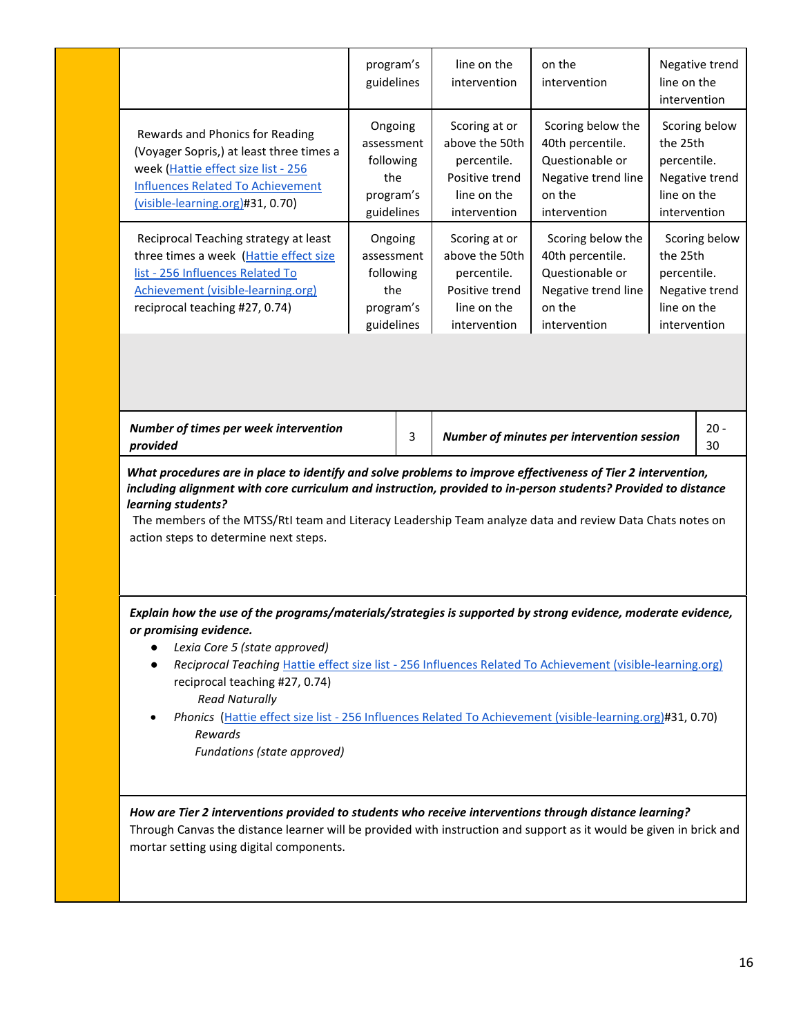| | | | | |
|---|---|---|---|---|
| | program's guidelines | line on the intervention | on the intervention | Negative trend line on the intervention |
| Rewards and Phonics for Reading (Voyager Sopris,) at least three times a week (Hattie effect size list - 256 Influences Related To Achievement (visible-learning.org)#31, 0.70) | Ongoing assessment following the program's guidelines | Scoring at or above the 50th percentile. Positive trend line on the intervention | Scoring below the 40th percentile. Questionable or Negative trend line on the intervention | Scoring below the 25th percentile. Negative trend line on the intervention |
| Reciprocal Teaching strategy at least three times a week (Hattie effect size list - 256 Influences Related To Achievement (visible-learning.org) reciprocal teaching #27, 0.74) | Ongoing assessment following the program's guidelines | Scoring at or above the 50th percentile. Positive trend line on the intervention | Scoring below the 40th percentile. Questionable or Negative trend line on the intervention | Scoring below the 25th percentile. Negative trend line on the intervention |

| ***Number of times per week intervention provided*** | 3 | ***Number of minutes per intervention session*** | 20 - 30 |
|---|---|---|---|

***What procedures are in place to identify and solve problems to improve effectiveness of Tier 2 intervention, including alignment with core curriculum and instruction, provided to in-person students? Provided to distance learning students?***

The members of the MTSS/RtI team and Literacy Leadership Team analyze data and review Data Chats notes on action steps to determine next steps.

***Explain how the use of the programs/materials/strategies is supported by strong evidence, moderate evidence, or promising evidence.***

- *Lexia Core 5 (state approved)*
- *Reciprocal Teaching* Hattie effect size list - 256 Influences Related To Achievement (visible-learning.org) reciprocal teaching #27, 0.74)
  *Read Naturally*
- *Phonics* (Hattie effect size list - 256 Influences Related To Achievement (visible-learning.org)#31, 0.70)
  *Rewards*
  *Fundations (state approved)*

***How are Tier 2 interventions provided to students who receive interventions through distance learning?***

Through Canvas the distance learner will be provided with instruction and support as it would be given in brick and mortar setting using digital components.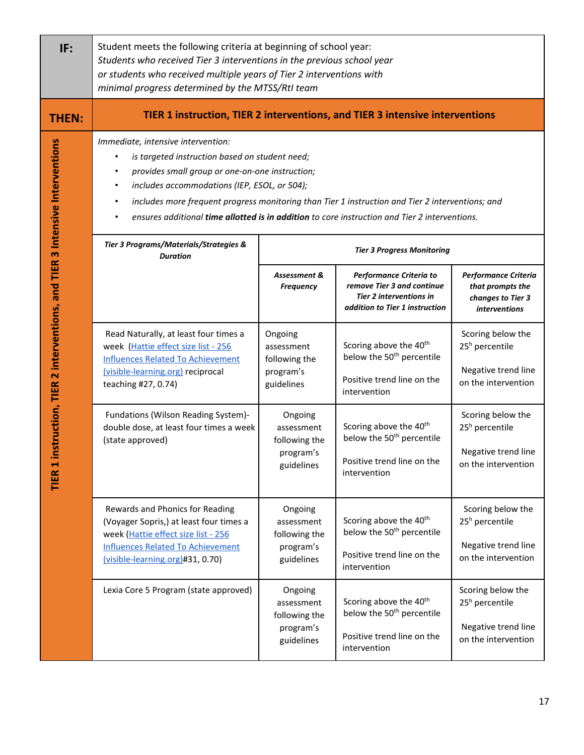| IF: | Student meets the following criteria at beginning of school year: *Students who received Tier 3 interventions in the previous school year or students who received multiple years of Tier 2 interventions with minimal progress determined by the MTSS/RtI team* |
|---|---|
| **THEN:** | **TIER 1 instruction, TIER 2 interventions, and TIER 3 intensive interventions** |

**TIER 1 instruction, TIER 2 interventions, and TIER 3 Intensive Interventions**

*Immediate, intensive intervention:*

- *is targeted instruction based on student need;*
- *provides small group or one-on-one instruction;*
- *includes accommodations (IEP, ESOL, or 504);*
- *includes more frequent progress monitoring than Tier 1 instruction and Tier 2 interventions; and*
- *ensures additional* ***time allotted is in addition*** *to core instruction and Tier 2 interventions.*

| ***Tier 3 Programs/Materials/Strategies & Duration*** | ***Tier 3 Progress Monitoring*** | | |
|---|---|---|---|
| | ***Assessment & Frequency*** | ***Performance Criteria to remove Tier 3 and continue Tier 2 interventions in addition to Tier 1 instruction*** | ***Performance Criteria that prompts the changes to Tier 3 interventions*** |
| Read Naturally, at least four times a week (Hattie effect size list - 256 Influences Related To Achievement (visible-learning.org) reciprocal teaching #27, 0.74) | Ongoing assessment following the program's guidelines | Scoring above the 40th below the 50th percentile<br><br>Positive trend line on the intervention | Scoring below the 25h percentile<br><br>Negative trend line on the intervention |
| Fundations (Wilson Reading System)- double dose, at least four times a week (state approved) | Ongoing assessment following the program's guidelines | Scoring above the 40th below the 50th percentile<br><br>Positive trend line on the intervention | Scoring below the 25h percentile<br><br>Negative trend line on the intervention |
| Rewards and Phonics for Reading (Voyager Sopris,) at least four times a week (Hattie effect size list - 256 Influences Related To Achievement (visible-learning.org)#31, 0.70) | Ongoing assessment following the program's guidelines | Scoring above the 40th below the 50th percentile<br><br>Positive trend line on the intervention | Scoring below the 25h percentile<br><br>Negative trend line on the intervention |
| Lexia Core 5 Program (state approved) | Ongoing assessment following the program's guidelines | Scoring above the 40th below the 50th percentile<br><br>Positive trend line on the intervention | Scoring below the 25h percentile<br><br>Negative trend line on the intervention |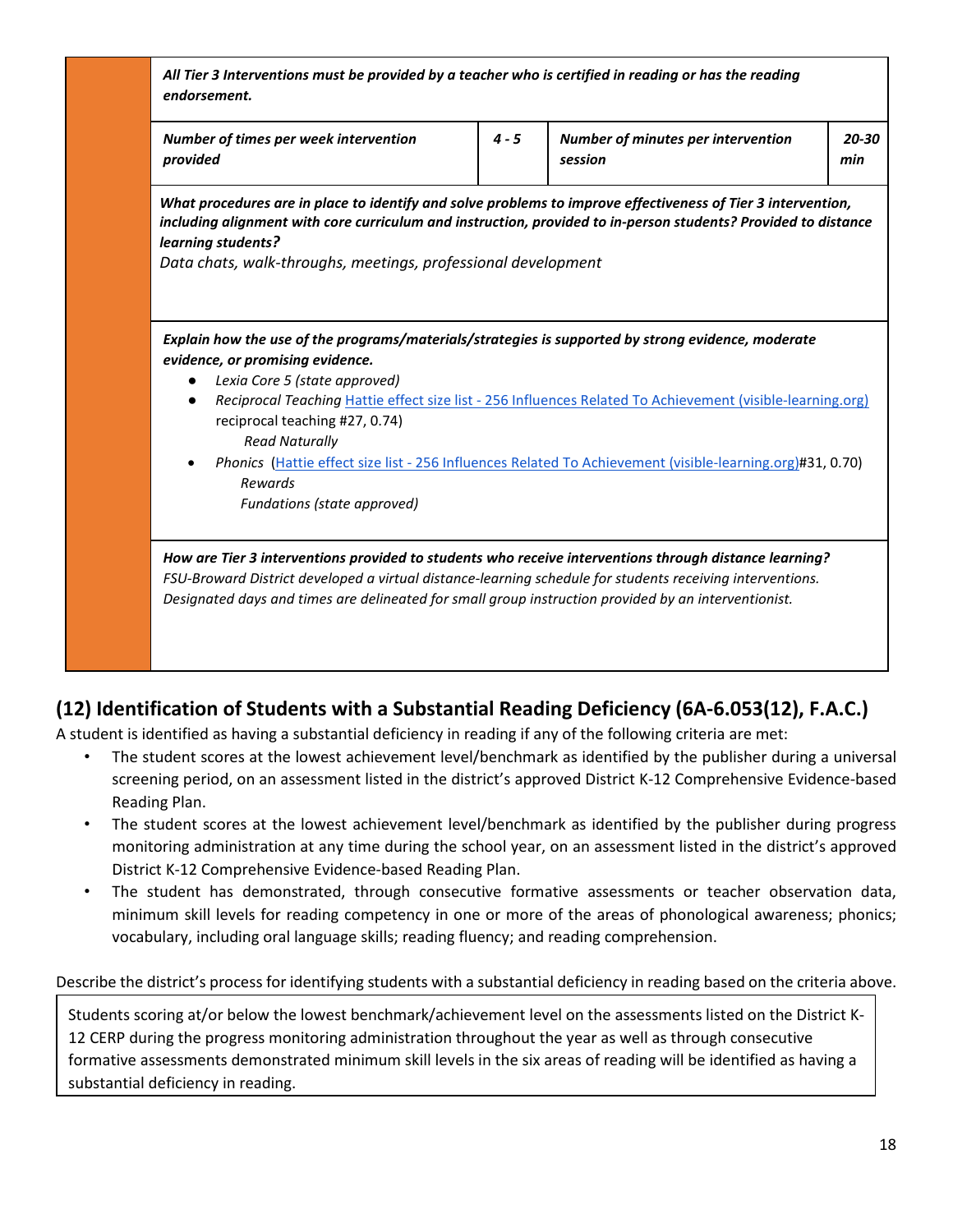***All Tier 3 Interventions must be provided by a teacher who is certified in reading or has the reading endorsement.***

| ***Number of times per week intervention provided*** | ***4 - 5*** | ***Number of minutes per intervention session*** | ***20-30 min*** |
|---|---|---|---|

***What procedures are in place to identify and solve problems to improve effectiveness of Tier 3 intervention, including alignment with core curriculum and instruction, provided to in-person students? Provided to distance learning students?***

*Data chats, walk-throughs, meetings, professional development*

***Explain how the use of the programs/materials/strategies is supported by strong evidence, moderate evidence, or promising evidence.***

- *Lexia Core 5 (state approved)*
- *Reciprocal Teaching* Hattie effect size list - 256 Influences Related To Achievement (visible-learning.org) reciprocal teaching #27, 0.74)
  - *Read Naturally*
- *Phonics* (Hattie effect size list - 256 Influences Related To Achievement (visible-learning.org)#31, 0.70)
  - *Rewards*
  - *Fundations (state approved)*

***How are Tier 3 interventions provided to students who receive interventions through distance learning?***

*FSU-Broward District developed a virtual distance-learning schedule for students receiving interventions. Designated days and times are delineated for small group instruction provided by an interventionist.*

## (12) Identification of Students with a Substantial Reading Deficiency (6A-6.053(12), F.A.C.)

A student is identified as having a substantial deficiency in reading if any of the following criteria are met:

- The student scores at the lowest achievement level/benchmark as identified by the publisher during a universal screening period, on an assessment listed in the district's approved District K-12 Comprehensive Evidence-based Reading Plan.
- The student scores at the lowest achievement level/benchmark as identified by the publisher during progress monitoring administration at any time during the school year, on an assessment listed in the district's approved District K-12 Comprehensive Evidence-based Reading Plan.
- The student has demonstrated, through consecutive formative assessments or teacher observation data, minimum skill levels for reading competency in one or more of the areas of phonological awareness; phonics; vocabulary, including oral language skills; reading fluency; and reading comprehension.

Describe the district's process for identifying students with a substantial deficiency in reading based on the criteria above.

Students scoring at/or below the lowest benchmark/achievement level on the assessments listed on the District K-12 CERP during the progress monitoring administration throughout the year as well as through consecutive formative assessments demonstrated minimum skill levels in the six areas of reading will be identified as having a substantial deficiency in reading.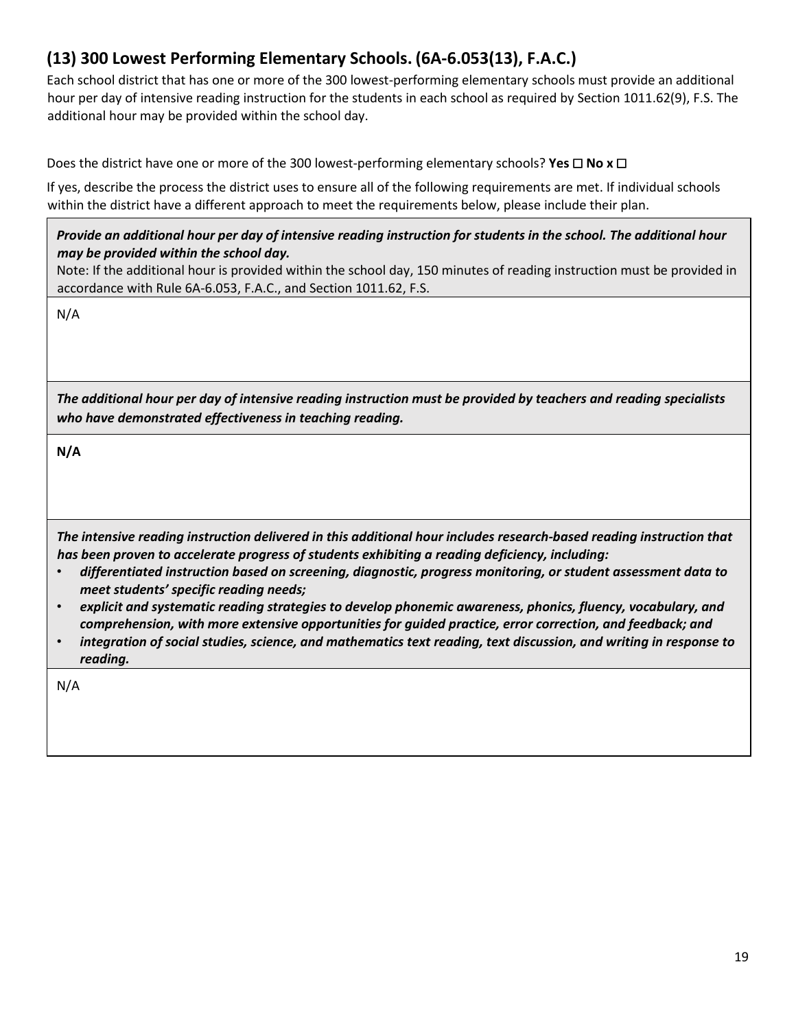## (13) 300 Lowest Performing Elementary Schools. (6A-6.053(13), F.A.C.)

Each school district that has one or more of the 300 lowest-performing elementary schools must provide an additional hour per day of intensive reading instruction for the students in each school as required by Section 1011.62(9), F.S. The additional hour may be provided within the school day.

Does the district have one or more of the 300 lowest-performing elementary schools? **Yes ☐ No x ☐**

If yes, describe the process the district uses to ensure all of the following requirements are met. If individual schools within the district have a different approach to meet the requirements below, please include their plan.

***Provide an additional hour per day of intensive reading instruction for students in the school. The additional hour may be provided within the school day.***

Note: If the additional hour is provided within the school day, 150 minutes of reading instruction must be provided in accordance with Rule 6A-6.053, F.A.C., and Section 1011.62, F.S.

N/A

***The additional hour per day of intensive reading instruction must be provided by teachers and reading specialists who have demonstrated effectiveness in teaching reading.***

**N/A**

***The intensive reading instruction delivered in this additional hour includes research-based reading instruction that has been proven to accelerate progress of students exhibiting a reading deficiency, including:***

- ***differentiated instruction based on screening, diagnostic, progress monitoring, or student assessment data to meet students' specific reading needs;***
- ***explicit and systematic reading strategies to develop phonemic awareness, phonics, fluency, vocabulary, and comprehension, with more extensive opportunities for guided practice, error correction, and feedback; and***
- ***integration of social studies, science, and mathematics text reading, text discussion, and writing in response to reading.***

N/A